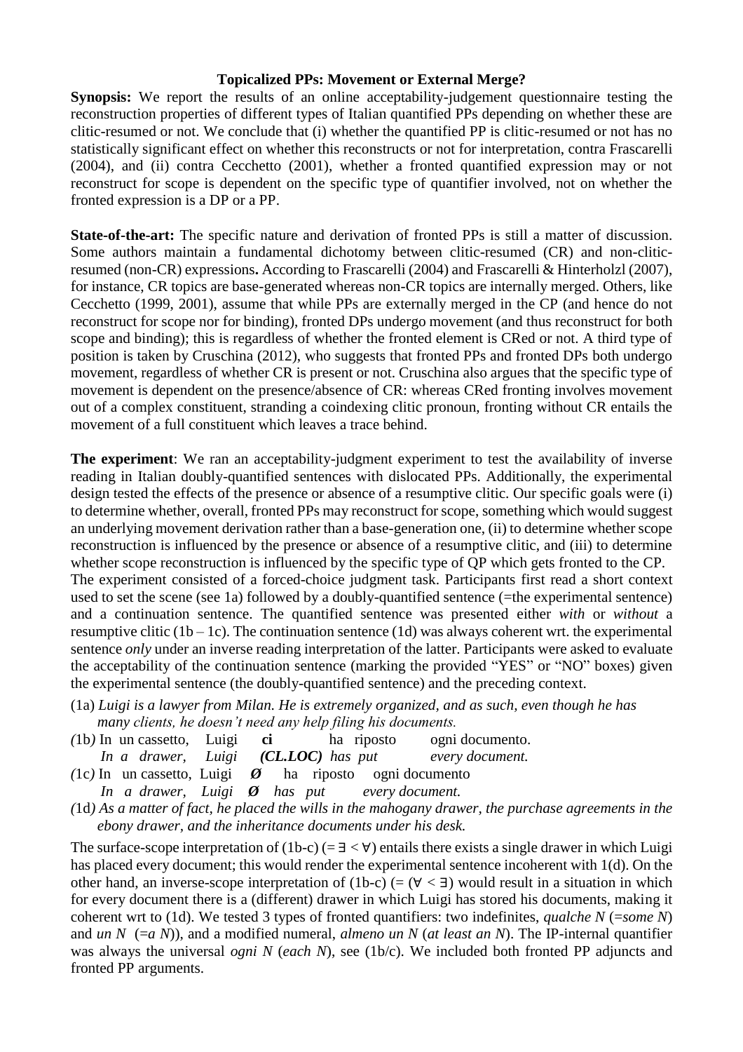# Topicalized PPs: Movement or External Merge?

**Synopsis:** We report the results of an online acceptability-judgement questionnaire testing the reconstruction properties of different types of Italian quantified PPs depending on whether these are clitic-resumed or not. We conclude that (i) whether the quantified PP is clitic-resumed or not has no statistically significant effect on whether this reconstructs or not for interpretation, contra Frascarelli (2004), and (ii) contra Cecchetto (2001), whether a fronted quantified expression may or not reconstruct for scope is dependent on the specific type of quantifier involved, not on whether the fronted expression is a DP or a PP.

**State-of-the-art:** The specific nature and derivation of fronted PPs is still a matter of discussion. Some authors maintain a fundamental dichotomy between clitic-resumed (CR) and non-clitic-resumed (non-CR) expressions**.** According to Frascarelli (2004) and Frascarelli & Hinterholzl (2007), for instance, CR topics are base-generated whereas non-CR topics are internally merged. Others, like Cecchetto (1999, 2001), assume that while PPs are externally merged in the CP (and hence do not reconstruct for scope nor for binding), fronted DPs undergo movement (and thus reconstruct for both scope and binding); this is regardless of whether the fronted element is CRed or not. A third type of position is taken by Cruschina (2012), who suggests that fronted PPs and fronted DPs both undergo movement, regardless of whether CR is present or not. Cruschina also argues that the specific type of movement is dependent on the presence/absence of CR: whereas CRed fronting involves movement out of a complex constituent, stranding a coindexing clitic pronoun, fronting without CR entails the movement of a full constituent which leaves a trace behind.

**The experiment**: We ran an acceptability-judgment experiment to test the availability of inverse reading in Italian doubly-quantified sentences with dislocated PPs. Additionally, the experimental design tested the effects of the presence or absence of a resumptive clitic. Our specific goals were (i) to determine whether, overall, fronted PPs may reconstruct for scope, something which would suggest an underlying movement derivation rather than a base-generation one, (ii) to determine whether scope reconstruction is influenced by the presence or absence of a resumptive clitic, and (iii) to determine whether scope reconstruction is influenced by the specific type of QP which gets fronted to the CP.

The experiment consisted of a forced-choice judgment task. Participants first read a short context used to set the scene (see 1a) followed by a doubly-quantified sentence (=the experimental sentence) and a continuation sentence. The quantified sentence was presented either *with* or *without* a resumptive clitic (1b – 1c). The continuation sentence (1d) was always coherent wrt. the experimental sentence *only* under an inverse reading interpretation of the latter. Participants were asked to evaluate the acceptability of the continuation sentence (marking the provided "YES" or "NO" boxes) given the experimental sentence (the doubly-quantified sentence) and the preceding context.

(1a) *Luigi is a lawyer from Milan. He is extremely organized, and as such, even though he has many clients, he doesn't need any help filing his documents.*

(1b) In un cassetto, Luigi **ci** ha riposto ogni documento.
*In a drawer, Luigi **(CL.LOC)** has put every document.*

(1c) In un cassetto, Luigi ***Ø*** ha riposto ogni documento
*In a drawer, Luigi **Ø** has put every document.*

(1d) *As a matter of fact, he placed the wills in the mahogany drawer, the purchase agreements in the ebony drawer, and the inheritance documents under his desk.*

The surface-scope interpretation of (1b-c) (= $\exists < \forall$) entails there exists a single drawer in which Luigi has placed every document; this would render the experimental sentence incoherent with 1(d). On the other hand, an inverse-scope interpretation of (1b-c) (= ($\forall < \exists$) would result in a situation in which for every document there is a (different) drawer in which Luigi has stored his documents, making it coherent wrt to (1d). We tested 3 types of fronted quantifiers: two indefinites, *qualche N* (=*some N*) and *un N* (=*a N*)), and a modified numeral, *almeno un N* (*at least an N*). The IP-internal quantifier was always the universal *ogni N* (*each N*), see (1b/c). We included both fronted PP adjuncts and fronted PP arguments.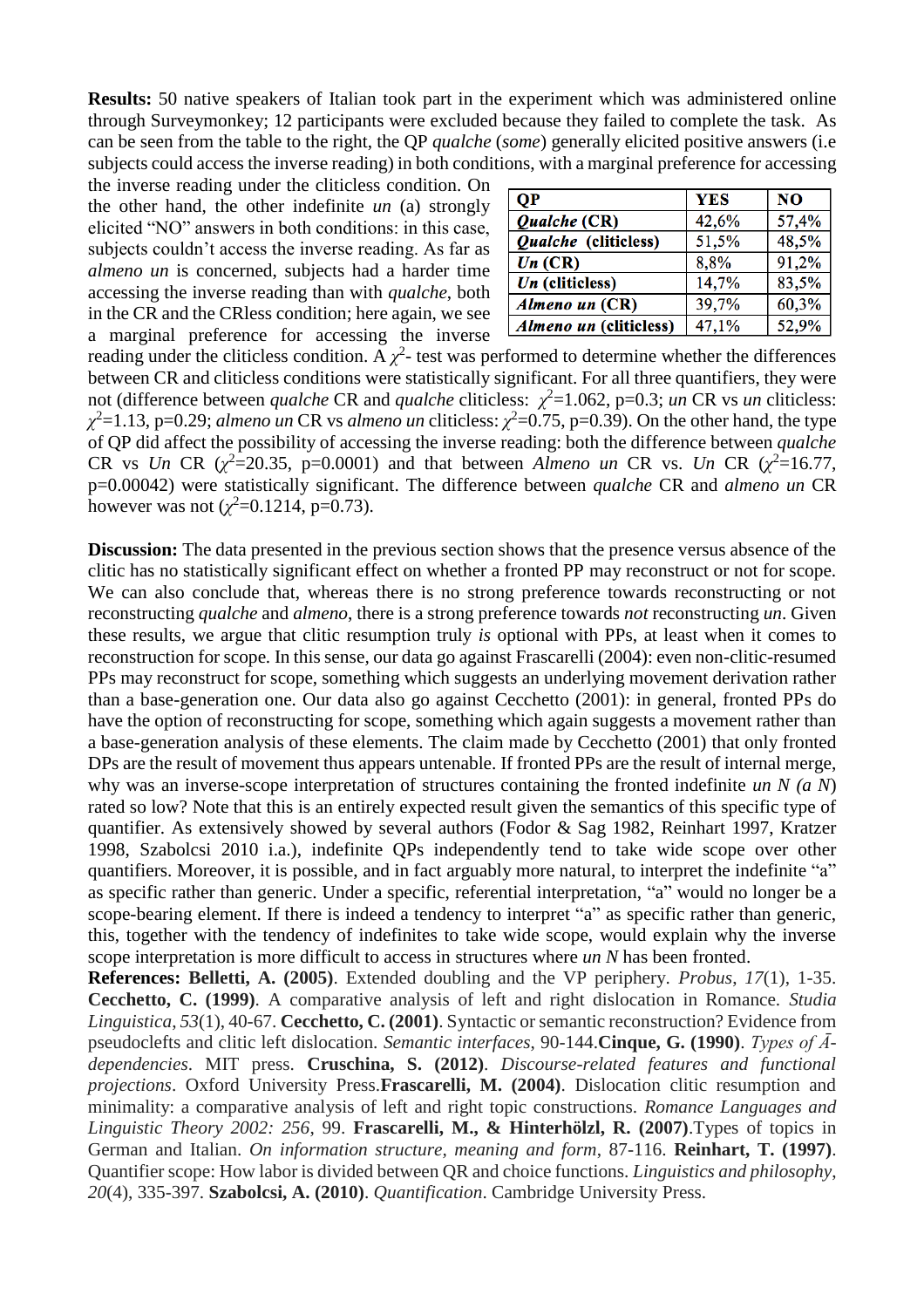**Results:** 50 native speakers of Italian took part in the experiment which was administered online through Surveymonkey; 12 participants were excluded because they failed to complete the task. As can be seen from the table to the right, the QP *qualche* (*some*) generally elicited positive answers (i.e subjects could access the inverse reading) in both conditions, with a marginal preference for accessing the inverse reading under the cliticless condition. On the other hand, the other indefinite *un* (a) strongly elicited "NO" answers in both conditions: in this case, subjects couldn't access the inverse reading. As far as *almeno un* is concerned, subjects had a harder time accessing the inverse reading than with *qualche*, both in the CR and the CRless condition; here again, we see a marginal preference for accessing the inverse reading under the cliticless condition. A $\chi^2$- test was performed to determine whether the differences between CR and cliticless conditions were statistically significant. For all three quantifiers, they were not (difference between *qualche* CR and *qualche* cliticless: $\chi^2$=1.062, p=0.3; *un* CR vs *un* cliticless: $\chi^2$=1.13, p=0.29; *almeno un* CR vs *almeno un* cliticless: $\chi^2$=0.75, p=0.39). On the other hand, the type of QP did affect the possibility of accessing the inverse reading: both the difference between *qualche* CR vs *Un* CR ($\chi^2$=20.35, p=0.0001) and that between *Almeno un* CR vs. *Un* CR ($\chi^2$=16.77, p=0.00042) were statistically significant. The difference between *qualche* CR and *almeno un* CR however was not ($\chi^2$=0.1214, p=0.73).

| QP | YES | NO |
|---|---|---|
| ***Qualche* (CR)** | 42,6% | 57,4% |
| ***Qualche* (cliticless)** | 51,5% | 48,5% |
| ***Un* (CR)** | 8,8% | 91,2% |
| ***Un* (cliticless)** | 14,7% | 83,5% |
| ***Almeno un* (CR)** | 39,7% | 60,3% |
| ***Almeno un* (cliticless)** | 47,1% | 52,9% |

**Discussion:** The data presented in the previous section shows that the presence versus absence of the clitic has no statistically significant effect on whether a fronted PP may reconstruct or not for scope. We can also conclude that, whereas there is no strong preference towards reconstructing or not reconstructing *qualche* and *almeno*, there is a strong preference towards *not* reconstructing *un*. Given these results, we argue that clitic resumption truly *is* optional with PPs, at least when it comes to reconstruction for scope. In this sense, our data go against Frascarelli (2004): even non-clitic-resumed PPs may reconstruct for scope, something which suggests an underlying movement derivation rather than a base-generation one. Our data also go against Cecchetto (2001): in general, fronted PPs do have the option of reconstructing for scope, something which again suggests a movement rather than a base-generation analysis of these elements. The claim made by Cecchetto (2001) that only fronted DPs are the result of movement thus appears untenable. If fronted PPs are the result of internal merge, why was an inverse-scope interpretation of structures containing the fronted indefinite *un N (a N*) rated so low? Note that this is an entirely expected result given the semantics of this specific type of quantifier. As extensively showed by several authors (Fodor & Sag 1982, Reinhart 1997, Kratzer 1998, Szabolcsi 2010 i.a.), indefinite QPs independently tend to take wide scope over other quantifiers. Moreover, it is possible, and in fact arguably more natural, to interpret the indefinite "a" as specific rather than generic. Under a specific, referential interpretation, "a" would no longer be a scope-bearing element. If there is indeed a tendency to interpret "a" as specific rather than generic, this, together with the tendency of indefinites to take wide scope, would explain why the inverse scope interpretation is more difficult to access in structures where *un N* has been fronted.

**References: Belletti, A. (2005)**. Extended doubling and the VP periphery. *Probus*, *17*(1), 1-35. **Cecchetto, C. (1999)**. A comparative analysis of left and right dislocation in Romance. *Studia Linguistica*, *53*(1), 40-67. **Cecchetto, C. (2001)**. Syntactic or semantic reconstruction? Evidence from pseudoclefts and clitic left dislocation. *Semantic interfaces*, 90-144.**Cinque, G. (1990)**. *Types of Ā-dependencies*. MIT press. **Cruschina, S. (2012)**. *Discourse-related features and functional projections*. Oxford University Press.**Frascarelli, M. (2004)**. Dislocation clitic resumption and minimality: a comparative analysis of left and right topic constructions. *Romance Languages and Linguistic Theory 2002: 256*, 99. **Frascarelli, M., & Hinterhölzl, R. (2007)**.Types of topics in German and Italian. *On information structure, meaning and form*, 87-116. **Reinhart, T. (1997)**. Quantifier scope: How labor is divided between QR and choice functions. *Linguistics and philosophy*, *20*(4), 335-397. **Szabolcsi, A. (2010)**. *Quantification*. Cambridge University Press.